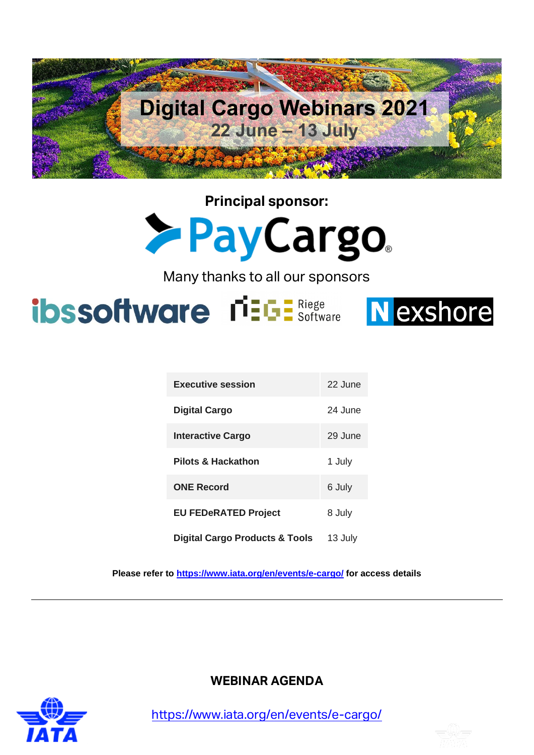# Digital Cargo Webinars 2021

## 22 June – 13 July

**Principal sponsor:**

PayCargo

Many thanks to all our sponsors

ibssoftware Riege Software Nexshore

| Session | Date |
|---|---|
| **Executive session** | 22 June |
| **Digital Cargo** | 24 June |
| **Interactive Cargo** | 29 June |
| **Pilots & Hackathon** | 1 July |
| **ONE Record** | 6 July |
| **EU FEDeRATED Project** | 8 July |
| **Digital Cargo Products & Tools** | 13 July |

**Please refer to [https://www.iata.org/en/events/e-cargo/](https://www.iata.org/en/events/e-cargo/) for access details**

---

**WEBINAR AGENDA**

[https://www.iata.org/en/events/e-cargo/](https://www.iata.org/en/events/e-cargo/)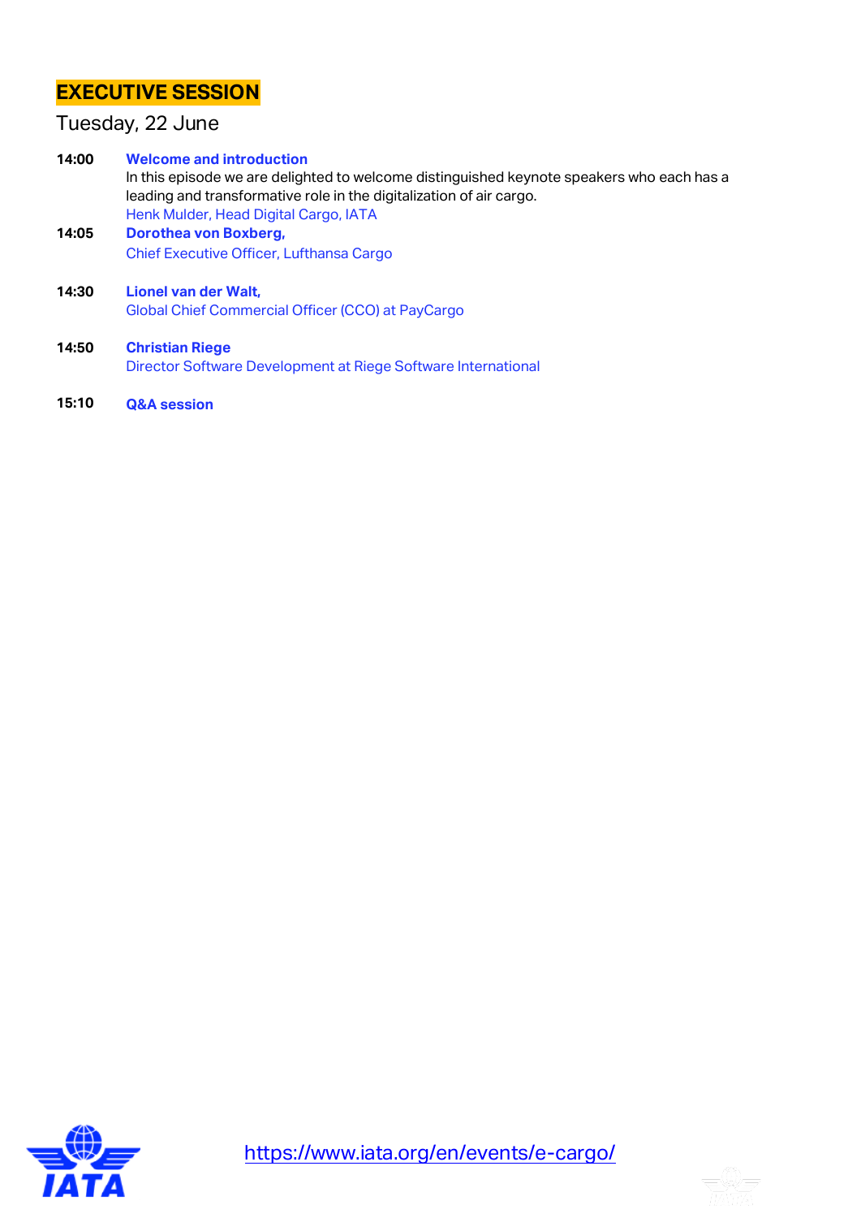# EXECUTIVE SESSION

Tuesday, 22 June

**14:00** **Welcome and introduction**
In this episode we are delighted to welcome distinguished keynote speakers who each has a leading and transformative role in the digitalization of air cargo.
Henk Mulder, Head Digital Cargo, IATA

**14:05** **Dorothea von Boxberg,**
Chief Executive Officer, Lufthansa Cargo

**14:30** **Lionel van der Walt,**
Global Chief Commercial Officer (CCO) at PayCargo

**14:50** **Christian Riege**
Director Software Development at Riege Software International

**15:10** **Q&A session**

https://www.iata.org/en/events/e-cargo/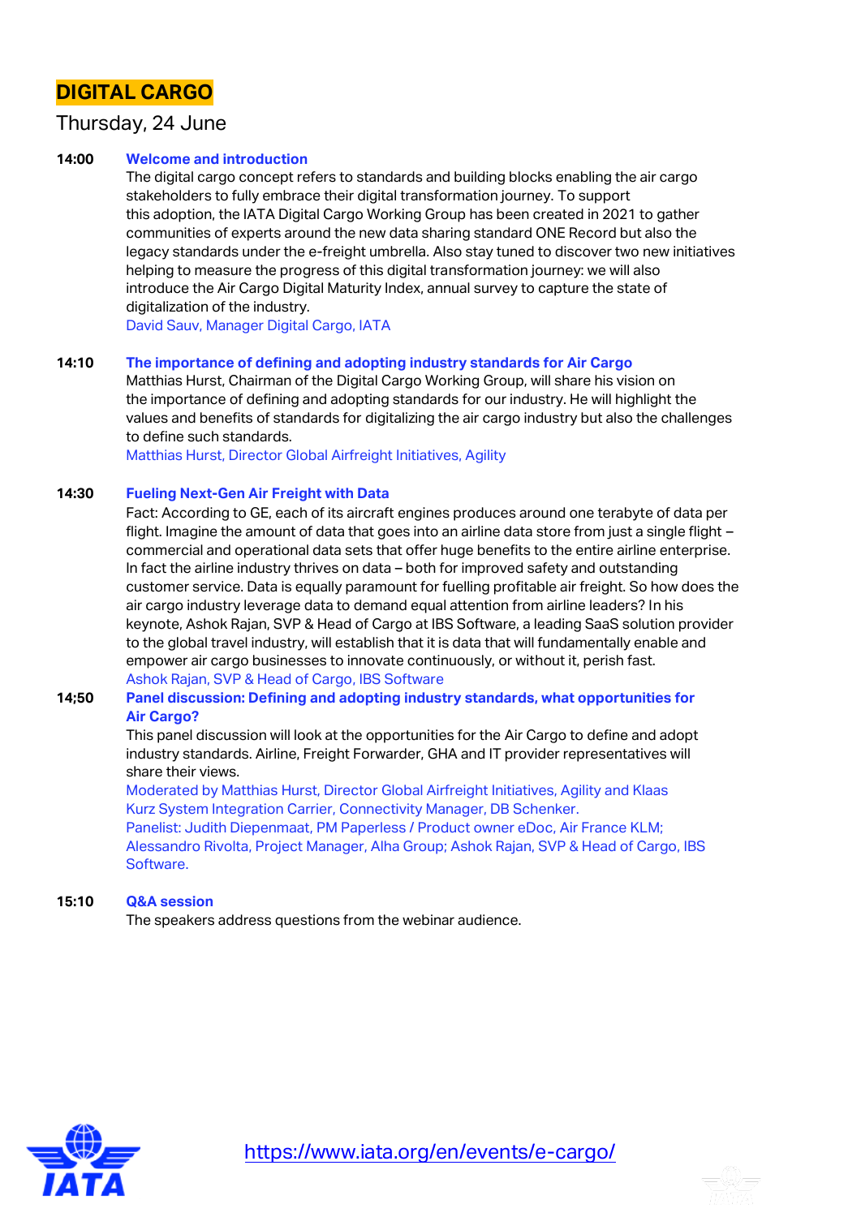# DIGITAL CARGO

## Thursday, 24 June

**14:00** **Welcome and introduction**

The digital cargo concept refers to standards and building blocks enabling the air cargo stakeholders to fully embrace their digital transformation journey. To support this adoption, the IATA Digital Cargo Working Group has been created in 2021 to gather communities of experts around the new data sharing standard ONE Record but also the legacy standards under the e-freight umbrella. Also stay tuned to discover two new initiatives helping to measure the progress of this digital transformation journey: we will also introduce the Air Cargo Digital Maturity Index, annual survey to capture the state of digitalization of the industry.

David Sauv, Manager Digital Cargo, IATA

**14:10** **The importance of defining and adopting industry standards for Air Cargo**

Matthias Hurst, Chairman of the Digital Cargo Working Group, will share his vision on the importance of defining and adopting standards for our industry. He will highlight the values and benefits of standards for digitalizing the air cargo industry but also the challenges to define such standards.

Matthias Hurst, Director Global Airfreight Initiatives, Agility

**14:30** **Fueling Next-Gen Air Freight with Data**

Fact: According to GE, each of its aircraft engines produces around one terabyte of data per flight. Imagine the amount of data that goes into an airline data store from just a single flight – commercial and operational data sets that offer huge benefits to the entire airline enterprise. In fact the airline industry thrives on data – both for improved safety and outstanding customer service. Data is equally paramount for fuelling profitable air freight. So how does the air cargo industry leverage data to demand equal attention from airline leaders? In his keynote, Ashok Rajan, SVP & Head of Cargo at IBS Software, a leading SaaS solution provider to the global travel industry, will establish that it is data that will fundamentally enable and empower air cargo businesses to innovate continuously, or without it, perish fast.

Ashok Rajan, SVP & Head of Cargo, IBS Software

**14;50** **Panel discussion: Defining and adopting industry standards, what opportunities for Air Cargo?**

This panel discussion will look at the opportunities for the Air Cargo to define and adopt industry standards. Airline, Freight Forwarder, GHA and IT provider representatives will share their views.

Moderated by Matthias Hurst, Director Global Airfreight Initiatives, Agility and Klaas Kurz System Integration Carrier, Connectivity Manager, DB Schenker.

Panelist: Judith Diepenmaat, PM Paperless / Product owner eDoc, Air France KLM; Alessandro Rivolta, Project Manager, Alha Group; Ashok Rajan, SVP & Head of Cargo, IBS Software.

**15:10** **Q&A session**

The speakers address questions from the webinar audience.

https://www.iata.org/en/events/e-cargo/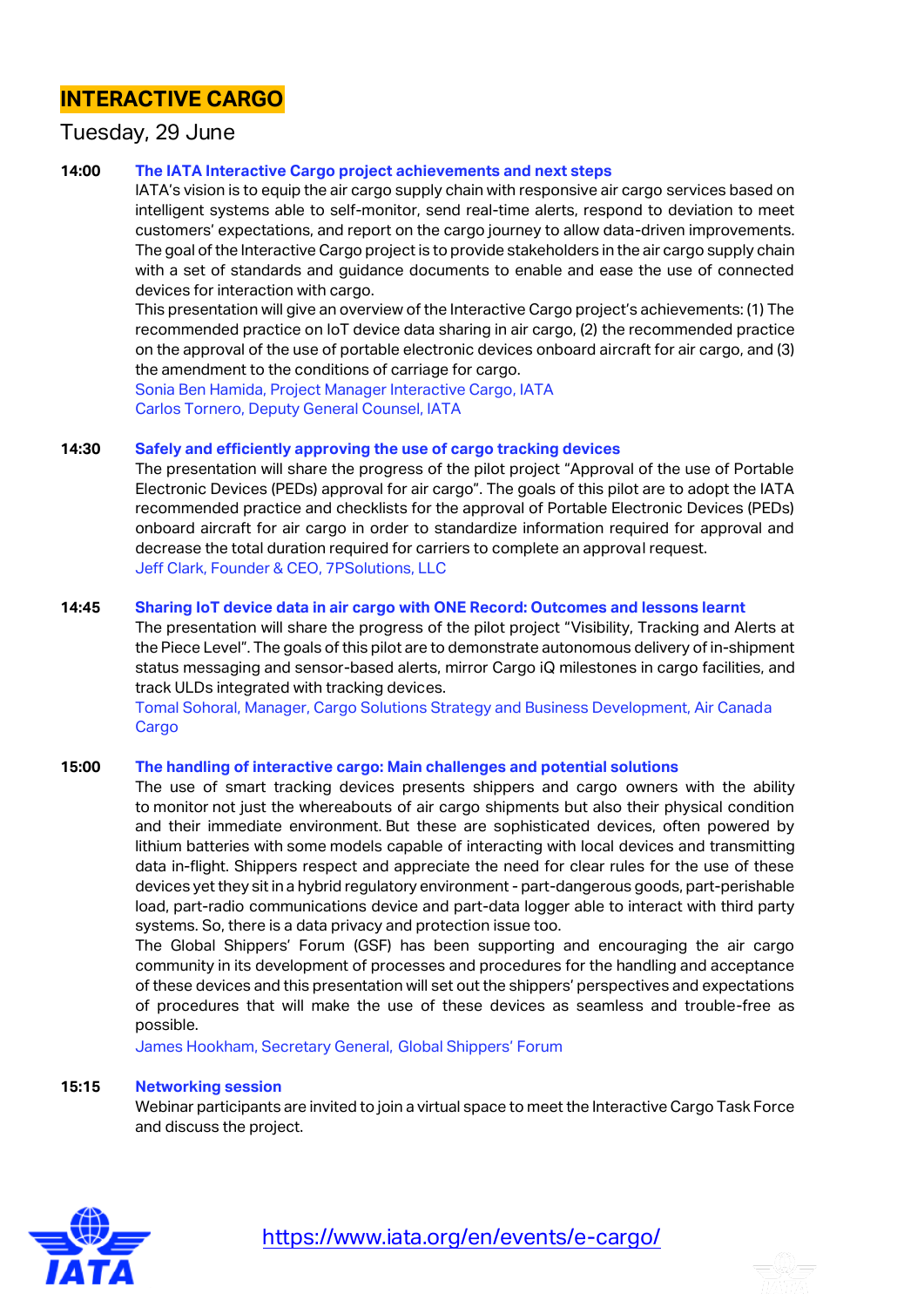# INTERACTIVE CARGO

## Tuesday, 29 June

**14:00** **The IATA Interactive Cargo project achievements and next steps**

IATA's vision is to equip the air cargo supply chain with responsive air cargo services based on intelligent systems able to self-monitor, send real-time alerts, respond to deviation to meet customers' expectations, and report on the cargo journey to allow data-driven improvements. The goal of the Interactive Cargo project is to provide stakeholders in the air cargo supply chain with a set of standards and guidance documents to enable and ease the use of connected devices for interaction with cargo.

This presentation will give an overview of the Interactive Cargo project's achievements: (1) The recommended practice on IoT device data sharing in air cargo, (2) the recommended practice on the approval of the use of portable electronic devices onboard aircraft for air cargo, and (3) the amendment to the conditions of carriage for cargo.

Sonia Ben Hamida, Project Manager Interactive Cargo, IATA
Carlos Tornero, Deputy General Counsel, IATA

**14:30** **Safely and efficiently approving the use of cargo tracking devices**

The presentation will share the progress of the pilot project "Approval of the use of Portable Electronic Devices (PEDs) approval for air cargo". The goals of this pilot are to adopt the IATA recommended practice and checklists for the approval of Portable Electronic Devices (PEDs) onboard aircraft for air cargo in order to standardize information required for approval and decrease the total duration required for carriers to complete an approval request.

Jeff Clark, Founder & CEO, 7PSolutions, LLC

**14:45** **Sharing IoT device data in air cargo with ONE Record: Outcomes and lessons learnt**

The presentation will share the progress of the pilot project "Visibility, Tracking and Alerts at the Piece Level". The goals of this pilot are to demonstrate autonomous delivery of in-shipment status messaging and sensor-based alerts, mirror Cargo iQ milestones in cargo facilities, and track ULDs integrated with tracking devices.

Tomal Sohoral, Manager, Cargo Solutions Strategy and Business Development, Air Canada Cargo

**15:00** **The handling of interactive cargo: Main challenges and potential solutions**

The use of smart tracking devices presents shippers and cargo owners with the ability to monitor not just the whereabouts of air cargo shipments but also their physical condition and their immediate environment. But these are sophisticated devices, often powered by lithium batteries with some models capable of interacting with local devices and transmitting data in-flight. Shippers respect and appreciate the need for clear rules for the use of these devices yet they sit in a hybrid regulatory environment - part-dangerous goods, part-perishable load, part-radio communications device and part-data logger able to interact with third party systems. So, there is a data privacy and protection issue too.

The Global Shippers' Forum (GSF) has been supporting and encouraging the air cargo community in its development of processes and procedures for the handling and acceptance of these devices and this presentation will set out the shippers' perspectives and expectations of procedures that will make the use of these devices as seamless and trouble-free as possible.

James Hookham, Secretary General, Global Shippers' Forum

**15:15** **Networking session**

Webinar participants are invited to join a virtual space to meet the Interactive Cargo Task Force and discuss the project.

https://www.iata.org/en/events/e-cargo/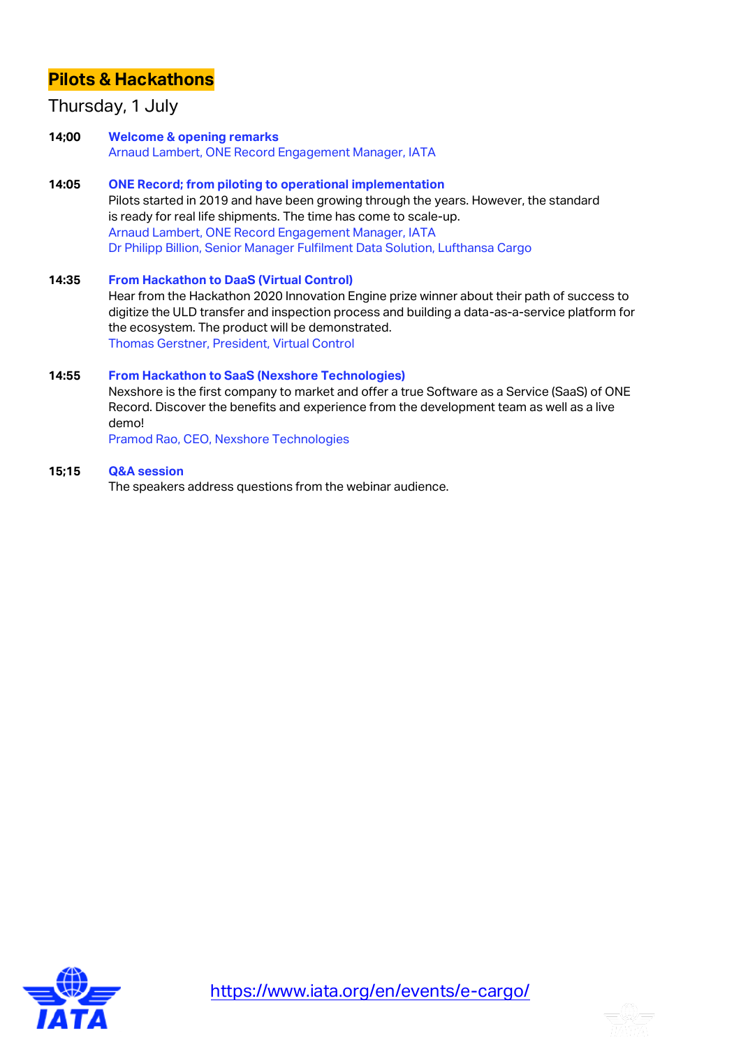## Pilots & Hackathons

Thursday, 1 July

**14;00** **Welcome & opening remarks**
Arnaud Lambert, ONE Record Engagement Manager, IATA

**14:05** **ONE Record; from piloting to operational implementation**
Pilots started in 2019 and have been growing through the years. However, the standard is ready for real life shipments. The time has come to scale-up.
Arnaud Lambert, ONE Record Engagement Manager, IATA
Dr Philipp Billion, Senior Manager Fulfilment Data Solution, Lufthansa Cargo

**14:35** **From Hackathon to DaaS (Virtual Control)**
Hear from the Hackathon 2020 Innovation Engine prize winner about their path of success to digitize the ULD transfer and inspection process and building a data-as-a-service platform for the ecosystem. The product will be demonstrated.
Thomas Gerstner, President, Virtual Control

**14:55** **From Hackathon to SaaS (Nexshore Technologies)**
Nexshore is the first company to market and offer a true Software as a Service (SaaS) of ONE Record. Discover the benefits and experience from the development team as well as a live demo!
Pramod Rao, CEO, Nexshore Technologies

**15;15** **Q&A session**
The speakers address questions from the webinar audience.

https://www.iata.org/en/events/e-cargo/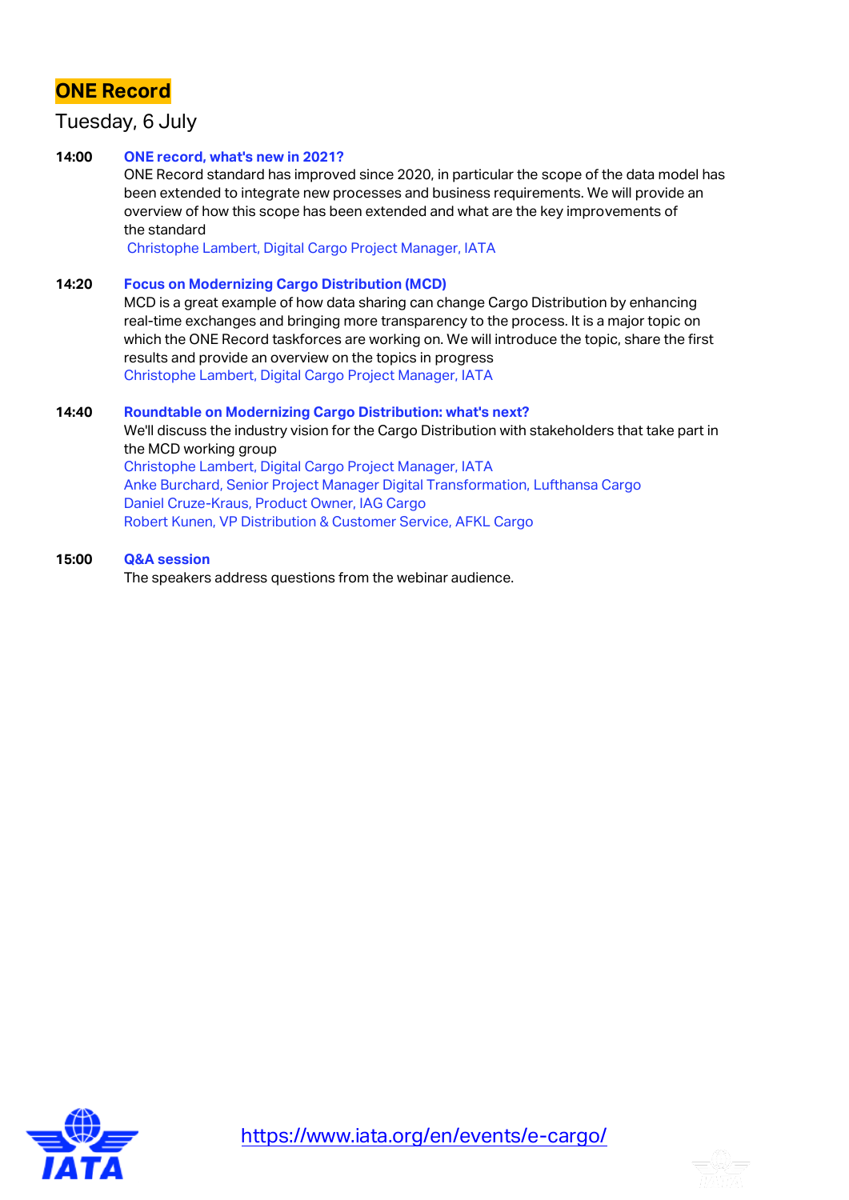# ONE Record

## Tuesday, 6 July

**14:00** **ONE record, what's new in 2021?**

ONE Record standard has improved since 2020, in particular the scope of the data model has been extended to integrate new processes and business requirements. We will provide an overview of how this scope has been extended and what are the key improvements of the standard

Christophe Lambert, Digital Cargo Project Manager, IATA

**14:20** **Focus on Modernizing Cargo Distribution (MCD)**

MCD is a great example of how data sharing can change Cargo Distribution by enhancing real-time exchanges and bringing more transparency to the process. It is a major topic on which the ONE Record taskforces are working on. We will introduce the topic, share the first results and provide an overview on the topics in progress

Christophe Lambert, Digital Cargo Project Manager, IATA

**14:40** **Roundtable on Modernizing Cargo Distribution: what's next?**

We'll discuss the industry vision for the Cargo Distribution with stakeholders that take part in the MCD working group

Christophe Lambert, Digital Cargo Project Manager, IATA
Anke Burchard, Senior Project Manager Digital Transformation, Lufthansa Cargo
Daniel Cruze-Kraus, Product Owner, IAG Cargo
Robert Kunen, VP Distribution & Customer Service, AFKL Cargo

**15:00** **Q&A session**

The speakers address questions from the webinar audience.

https://www.iata.org/en/events/e-cargo/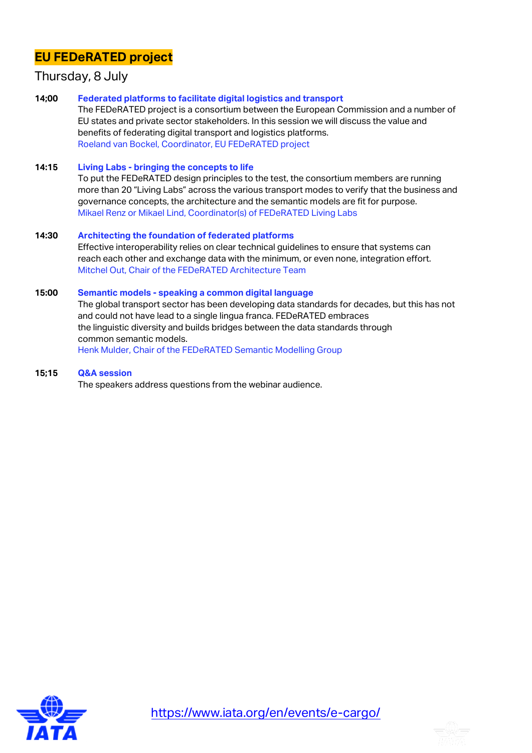# EU FEDeRATED project

## Thursday, 8 July

**14;00** **Federated platforms to facilitate digital logistics and transport**

The FEDeRATED project is a consortium between the European Commission and a number of EU states and private sector stakeholders. In this session we will discuss the value and benefits of federating digital transport and logistics platforms.

Roeland van Bockel, Coordinator, EU FEDeRATED project

**14:15** **Living Labs - bringing the concepts to life**

To put the FEDeRATED design principles to the test, the consortium members are running more than 20 "Living Labs" across the various transport modes to verify that the business and governance concepts, the architecture and the semantic models are fit for purpose.

Mikael Renz or Mikael Lind, Coordinator(s) of FEDeRATED Living Labs

**14:30** **Architecting the foundation of federated platforms**

Effective interoperability relies on clear technical guidelines to ensure that systems can reach each other and exchange data with the minimum, or even none, integration effort.

Mitchel Out, Chair of the FEDeRATED Architecture Team

**15:00** **Semantic models - speaking a common digital language**

The global transport sector has been developing data standards for decades, but this has not and could not have lead to a single lingua franca. FEDeRATED embraces the linguistic diversity and builds bridges between the data standards through common semantic models.

Henk Mulder, Chair of the FEDeRATED Semantic Modelling Group

**15;15** **Q&A session**

The speakers address questions from the webinar audience.

https://www.iata.org/en/events/e-cargo/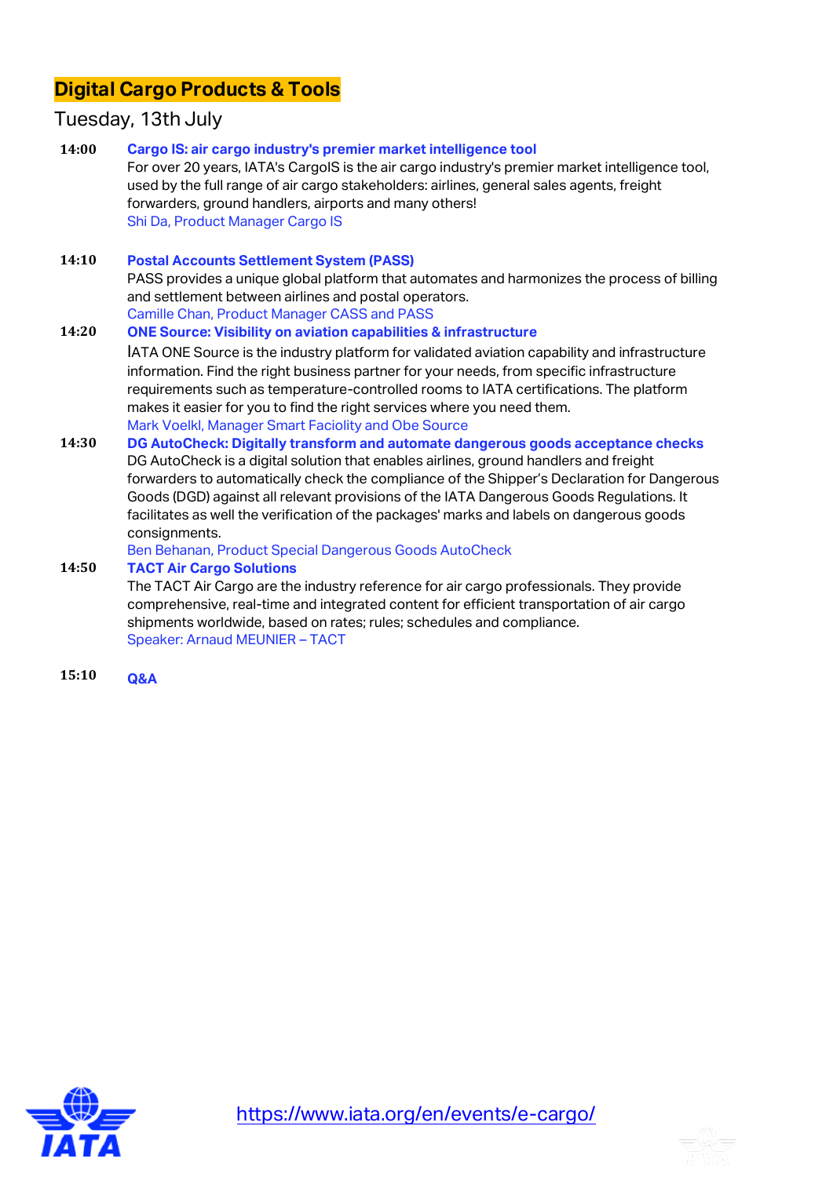## Digital Cargo Products & Tools

Tuesday, 13th July

**14:00** **Cargo IS: air cargo industry's premier market intelligence tool**

For over 20 years, IATA's CargoIS is the air cargo industry's premier market intelligence tool, used by the full range of air cargo stakeholders: airlines, general sales agents, freight forwarders, ground handlers, airports and many others!

Shi Da, Product Manager Cargo IS

**14:10** **Postal Accounts Settlement System (PASS)**

PASS provides a unique global platform that automates and harmonizes the process of billing and settlement between airlines and postal operators.

Camille Chan, Product Manager CASS and PASS

**14:20** **ONE Source: Visibility on aviation capabilities & infrastructure**

IATA ONE Source is the industry platform for validated aviation capability and infrastructure information. Find the right business partner for your needs, from specific infrastructure requirements such as temperature-controlled rooms to IATA certifications. The platform makes it easier for you to find the right services where you need them.

Mark Voelkl, Manager Smart Facioliity and Obe Source

**14:30** **DG AutoCheck: Digitally transform and automate dangerous goods acceptance checks**

DG AutoCheck is a digital solution that enables airlines, ground handlers and freight forwarders to automatically check the compliance of the Shipper's Declaration for Dangerous Goods (DGD) against all relevant provisions of the IATA Dangerous Goods Regulations. It facilitates as well the verification of the packages' marks and labels on dangerous goods consignments.

Ben Behanan, Product Special Dangerous Goods AutoCheck

**14:50** **TACT Air Cargo Solutions**

The TACT Air Cargo are the industry reference for air cargo professionals. They provide comprehensive, real-time and integrated content for efficient transportation of air cargo shipments worldwide, based on rates; rules; schedules and compliance.

Speaker: Arnaud MEUNIER – TACT

**15:10** **Q&A**

https://www.iata.org/en/events/e-cargo/